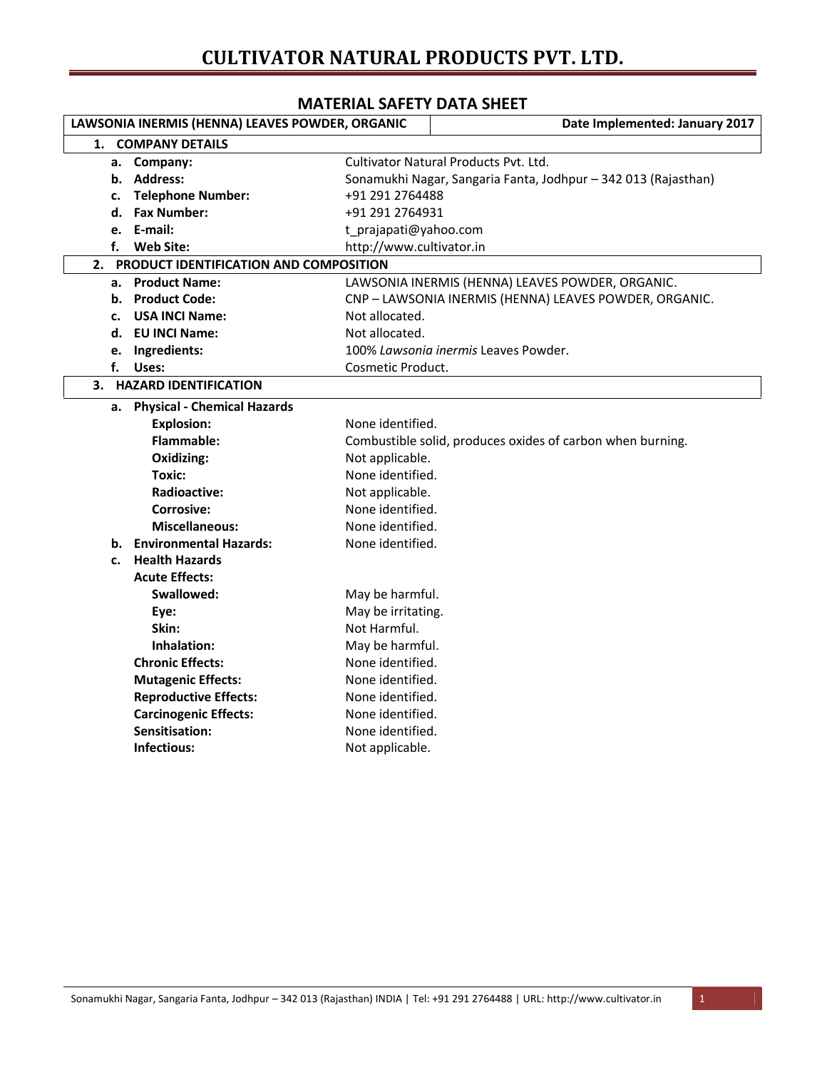# CULTIVATOR NATURAL PRODUCTS PVT. LTD.

## MATERIAL SAFETY DATA SHEET

| LAWSONIA INERMIS (HENNA) LEAVES POWDER, ORGANIC | Date Implemented: January 2017 |
|---|---|

**1. COMPANY DETAILS**

| | |
|---|---|
| **a. Company:** | Cultivator Natural Products Pvt. Ltd. |
| **b. Address:** | Sonamukhi Nagar, Sangaria Fanta, Jodhpur – 342 013 (Rajasthan) |
| **c. Telephone Number:** | +91 291 2764488 |
| **d. Fax Number:** | +91 291 2764931 |
| **e. E-mail:** | t_prajapati@yahoo.com |
| **f. Web Site:** | http://www.cultivator.in |

**2. PRODUCT IDENTIFICATION AND COMPOSITION**

| | |
|---|---|
| **a. Product Name:** | LAWSONIA INERMIS (HENNA) LEAVES POWDER, ORGANIC. |
| **b. Product Code:** | CNP – LAWSONIA INERMIS (HENNA) LEAVES POWDER, ORGANIC. |
| **c. USA INCI Name:** | Not allocated. |
| **d. EU INCI Name:** | Not allocated. |
| **e. Ingredients:** | 100% *Lawsonia inermis* Leaves Powder. |
| **f. Uses:** | Cosmetic Product. |

**3. HAZARD IDENTIFICATION**

| | |
|---|---|
| **a. Physical - Chemical Hazards** | |
| **Explosion:** | None identified. |
| **Flammable:** | Combustible solid, produces oxides of carbon when burning. |
| **Oxidizing:** | Not applicable. |
| **Toxic:** | None identified. |
| **Radioactive:** | Not applicable. |
| **Corrosive:** | None identified. |
| **Miscellaneous:** | None identified. |
| **b. Environmental Hazards:** | None identified. |
| **c. Health Hazards** | |
| **Acute Effects:** | |
| **Swallowed:** | May be harmful. |
| **Eye:** | May be irritating. |
| **Skin:** | Not Harmful. |
| **Inhalation:** | May be harmful. |
| **Chronic Effects:** | None identified. |
| **Mutagenic Effects:** | None identified. |
| **Reproductive Effects:** | None identified. |
| **Carcinogenic Effects:** | None identified. |
| **Sensitisation:** | None identified. |
| **Infectious:** | Not applicable. |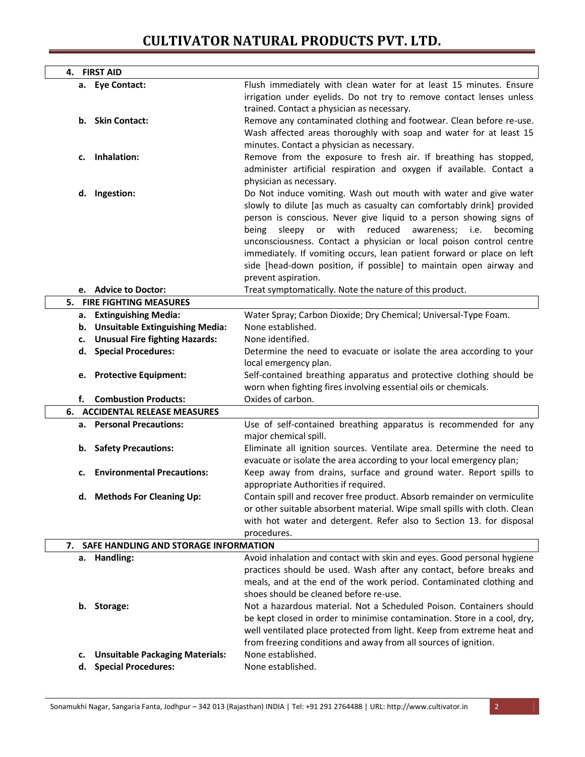## 4. FIRST AID

| | |
|---|---|
| **a. Eye Contact:** | Flush immediately with clean water for at least 15 minutes. Ensure irrigation under eyelids. Do not try to remove contact lenses unless trained. Contact a physician as necessary. |
| **b. Skin Contact:** | Remove any contaminated clothing and footwear. Clean before re-use. Wash affected areas thoroughly with soap and water for at least 15 minutes. Contact a physician as necessary. |
| **c. Inhalation:** | Remove from the exposure to fresh air. If breathing has stopped, administer artificial respiration and oxygen if available. Contact a physician as necessary. |
| **d. Ingestion:** | Do Not induce vomiting. Wash out mouth with water and give water slowly to dilute [as much as casualty can comfortably drink] provided person is conscious. Never give liquid to a person showing signs of being sleepy or with reduced awareness; i.e. becoming unconsciousness. Contact a physician or local poison control centre immediately. If vomiting occurs, lean patient forward or place on left side [head-down position, if possible] to maintain open airway and prevent aspiration. |
| **e. Advice to Doctor:** | Treat symptomatically. Note the nature of this product. |

## 5. FIRE FIGHTING MEASURES

| | |
|---|---|
| **a. Extinguishing Media:** | Water Spray; Carbon Dioxide; Dry Chemical; Universal-Type Foam. |
| **b. Unsuitable Extinguishing Media:** | None established. |
| **c. Unusual Fire fighting Hazards:** | None identified. |
| **d. Special Procedures:** | Determine the need to evacuate or isolate the area according to your local emergency plan. |
| **e. Protective Equipment:** | Self-contained breathing apparatus and protective clothing should be worn when fighting fires involving essential oils or chemicals. |
| **f. Combustion Products:** | Oxides of carbon. |

## 6. ACCIDENTAL RELEASE MEASURES

| | |
|---|---|
| **a. Personal Precautions:** | Use of self-contained breathing apparatus is recommended for any major chemical spill. |
| **b. Safety Precautions:** | Eliminate all ignition sources. Ventilate area. Determine the need to evacuate or isolate the area according to your local emergency plan; |
| **c. Environmental Precautions:** | Keep away from drains, surface and ground water. Report spills to appropriate Authorities if required. |
| **d. Methods For Cleaning Up:** | Contain spill and recover free product. Absorb remainder on vermiculite or other suitable absorbent material. Wipe small spills with cloth. Clean with hot water and detergent. Refer also to Section 13. for disposal procedures. |

## 7. SAFE HANDLING AND STORAGE INFORMATION

| | |
|---|---|
| **a. Handling:** | Avoid inhalation and contact with skin and eyes. Good personal hygiene practices should be used. Wash after any contact, before breaks and meals, and at the end of the work period. Contaminated clothing and shoes should be cleaned before re-use. |
| **b. Storage:** | Not a hazardous material. Not a Scheduled Poison. Containers should be kept closed in order to minimise contamination. Store in a cool, dry, well ventilated place protected from light. Keep from extreme heat and from freezing conditions and away from all sources of ignition. |
| **c. Unsuitable Packaging Materials:** | None established. |
| **d. Special Procedures:** | None established. |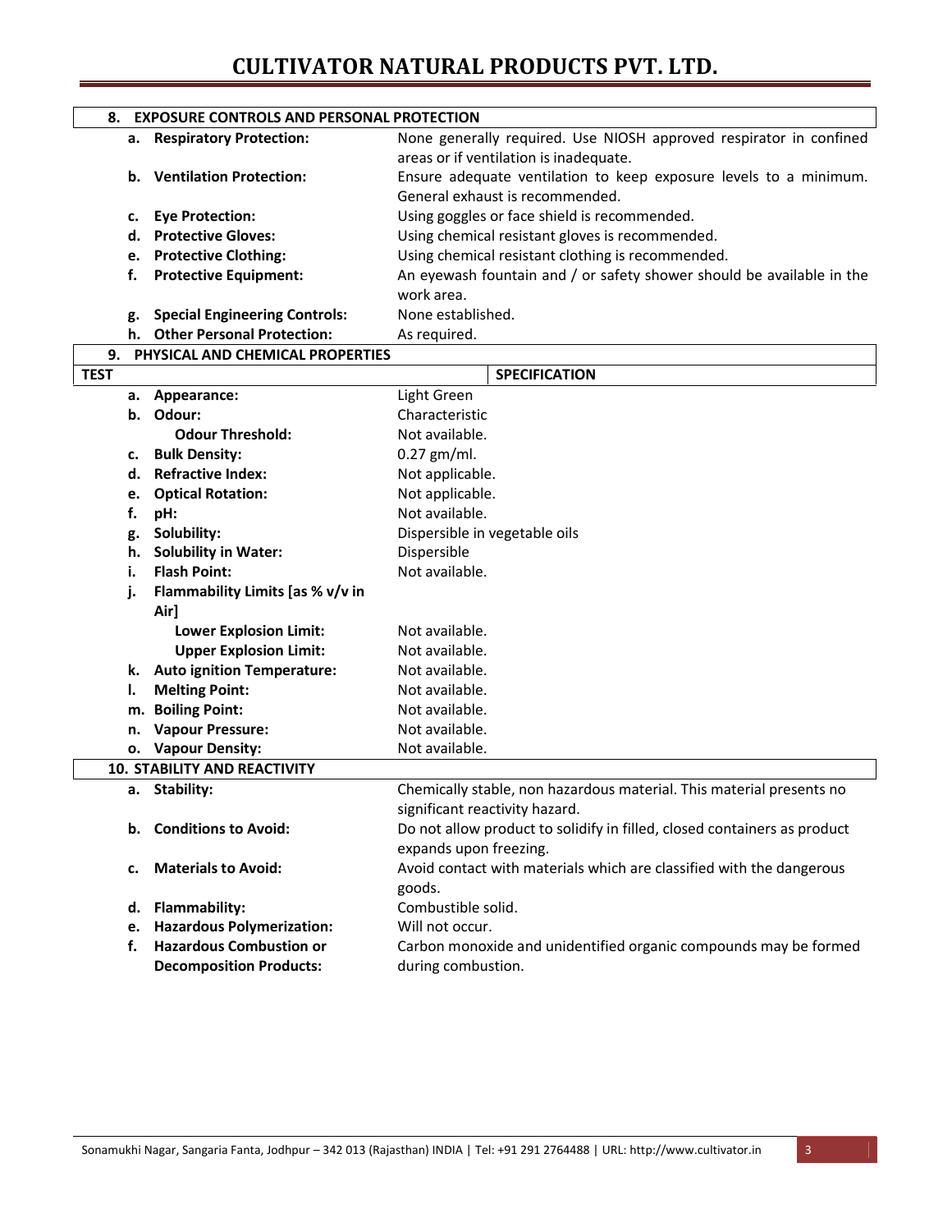## 8. EXPOSURE CONTROLS AND PERSONAL PROTECTION

| | |
|---|---|
| **a. Respiratory Protection:** | None generally required. Use NIOSH approved respirator in confined areas or if ventilation is inadequate. |
| **b. Ventilation Protection:** | Ensure adequate ventilation to keep exposure levels to a minimum. General exhaust is recommended. |
| **c. Eye Protection:** | Using goggles or face shield is recommended. |
| **d. Protective Gloves:** | Using chemical resistant gloves is recommended. |
| **e. Protective Clothing:** | Using chemical resistant clothing is recommended. |
| **f. Protective Equipment:** | An eyewash fountain and / or safety shower should be available in the work area. |
| **g. Special Engineering Controls:** | None established. |
| **h. Other Personal Protection:** | As required. |

## 9. PHYSICAL AND CHEMICAL PROPERTIES

| TEST | SPECIFICATION |
|---|---|
| **a. Appearance:** | Light Green |
| **b. Odour:** | Characteristic |
| **Odour Threshold:** | Not available. |
| **c. Bulk Density:** | 0.27 gm/ml. |
| **d. Refractive Index:** | Not applicable. |
| **e. Optical Rotation:** | Not applicable. |
| **f. pH:** | Not available. |
| **g. Solubility:** | Dispersible in vegetable oils |
| **h. Solubility in Water:** | Dispersible |
| **i. Flash Point:** | Not available. |
| **j. Flammability Limits [as % v/v in Air]** | |
| **Lower Explosion Limit:** | Not available. |
| **Upper Explosion Limit:** | Not available. |
| **k. Auto ignition Temperature:** | Not available. |
| **l. Melting Point:** | Not available. |
| **m. Boiling Point:** | Not available. |
| **n. Vapour Pressure:** | Not available. |
| **o. Vapour Density:** | Not available. |

## 10. STABILITY AND REACTIVITY

| | |
|---|---|
| **a. Stability:** | Chemically stable, non hazardous material. This material presents no significant reactivity hazard. |
| **b. Conditions to Avoid:** | Do not allow product to solidify in filled, closed containers as product expands upon freezing. |
| **c. Materials to Avoid:** | Avoid contact with materials which are classified with the dangerous goods. |
| **d. Flammability:** | Combustible solid. |
| **e. Hazardous Polymerization:** | Will not occur. |
| **f. Hazardous Combustion or Decomposition Products:** | Carbon monoxide and unidentified organic compounds may be formed during combustion. |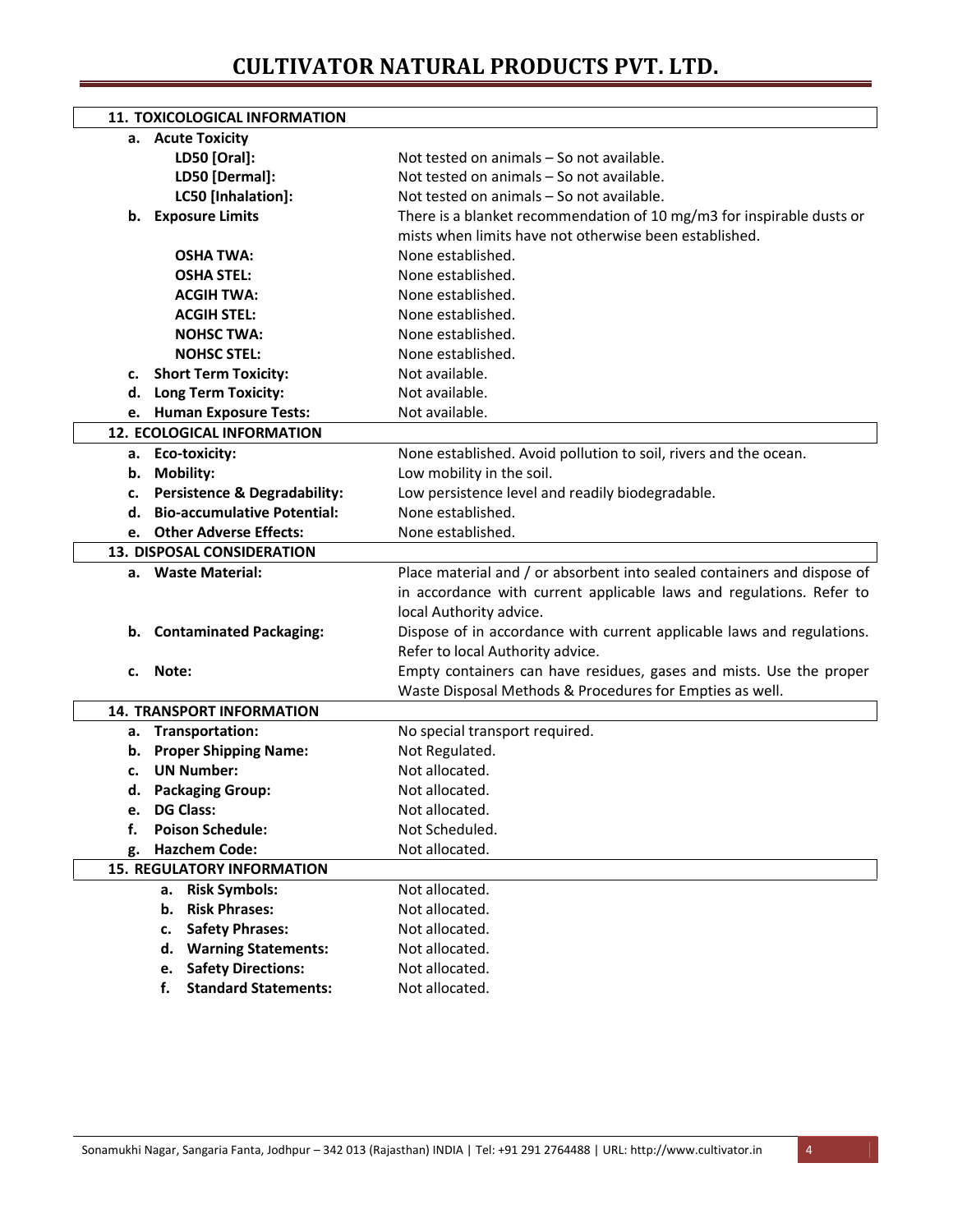## 11. TOXICOLOGICAL INFORMATION

**a. Acute Toxicity**

| | |
|---|---|
| **LD50 [Oral]:** | Not tested on animals – So not available. |
| **LD50 [Dermal]:** | Not tested on animals – So not available. |
| **LC50 [Inhalation]:** | Not tested on animals – So not available. |

**b. Exposure Limits** — There is a blanket recommendation of 10 mg/m3 for inspirable dusts or mists when limits have not otherwise been established.

| | |
|---|---|
| **OSHA TWA:** | None established. |
| **OSHA STEL:** | None established. |
| **ACGIH TWA:** | None established. |
| **ACGIH STEL:** | None established. |
| **NOHSC TWA:** | None established. |
| **NOHSC STEL:** | None established. |

| | |
|---|---|
| **c. Short Term Toxicity:** | Not available. |
| **d. Long Term Toxicity:** | Not available. |
| **e. Human Exposure Tests:** | Not available. |

## 12. ECOLOGICAL INFORMATION

| | |
|---|---|
| **a. Eco-toxicity:** | None established. Avoid pollution to soil, rivers and the ocean. |
| **b. Mobility:** | Low mobility in the soil. |
| **c. Persistence & Degradability:** | Low persistence level and readily biodegradable. |
| **d. Bio-accumulative Potential:** | None established. |
| **e. Other Adverse Effects:** | None established. |

## 13. DISPOSAL CONSIDERATION

| | |
|---|---|
| **a. Waste Material:** | Place material and / or absorbent into sealed containers and dispose of in accordance with current applicable laws and regulations. Refer to local Authority advice. |
| **b. Contaminated Packaging:** | Dispose of in accordance with current applicable laws and regulations. Refer to local Authority advice. |
| **c. Note:** | Empty containers can have residues, gases and mists. Use the proper Waste Disposal Methods & Procedures for Empties as well. |

## 14. TRANSPORT INFORMATION

| | |
|---|---|
| **a. Transportation:** | No special transport required. |
| **b. Proper Shipping Name:** | Not Regulated. |
| **c. UN Number:** | Not allocated. |
| **d. Packaging Group:** | Not allocated. |
| **e. DG Class:** | Not allocated. |
| **f. Poison Schedule:** | Not Scheduled. |
| **g. Hazchem Code:** | Not allocated. |

## 15. REGULATORY INFORMATION

| | |
|---|---|
| **a. Risk Symbols:** | Not allocated. |
| **b. Risk Phrases:** | Not allocated. |
| **c. Safety Phrases:** | Not allocated. |
| **d. Warning Statements:** | Not allocated. |
| **e. Safety Directions:** | Not allocated. |
| **f. Standard Statements:** | Not allocated. |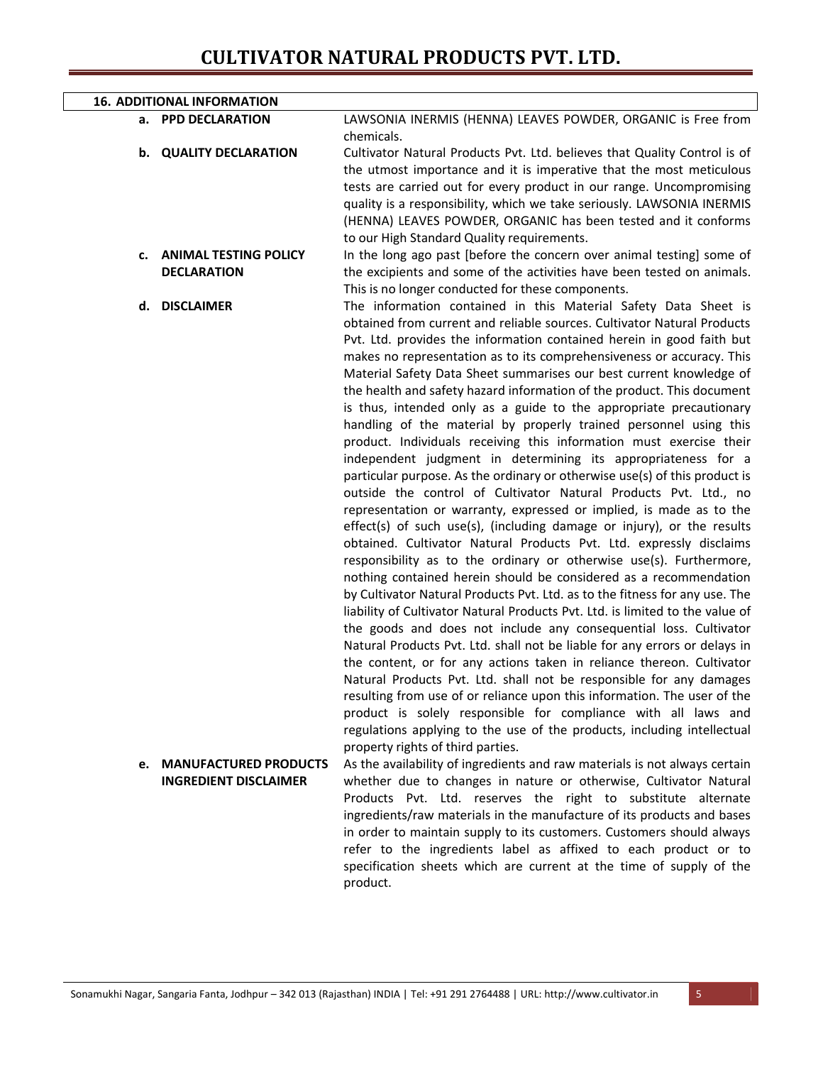## 16. ADDITIONAL INFORMATION

**a. PPD DECLARATION**

LAWSONIA INERMIS (HENNA) LEAVES POWDER, ORGANIC is Free from chemicals.

**b. QUALITY DECLARATION**

Cultivator Natural Products Pvt. Ltd. believes that Quality Control is of the utmost importance and it is imperative that the most meticulous tests are carried out for every product in our range. Uncompromising quality is a responsibility, which we take seriously. LAWSONIA INERMIS (HENNA) LEAVES POWDER, ORGANIC has been tested and it conforms to our High Standard Quality requirements.

**c. ANIMAL TESTING POLICY DECLARATION**

In the long ago past [before the concern over animal testing] some of the excipients and some of the activities have been tested on animals. This is no longer conducted for these components.

**d. DISCLAIMER**

The information contained in this Material Safety Data Sheet is obtained from current and reliable sources. Cultivator Natural Products Pvt. Ltd. provides the information contained herein in good faith but makes no representation as to its comprehensiveness or accuracy. This Material Safety Data Sheet summarises our best current knowledge of the health and safety hazard information of the product. This document is thus, intended only as a guide to the appropriate precautionary handling of the material by properly trained personnel using this product. Individuals receiving this information must exercise their independent judgment in determining its appropriateness for a particular purpose. As the ordinary or otherwise use(s) of this product is outside the control of Cultivator Natural Products Pvt. Ltd., no representation or warranty, expressed or implied, is made as to the effect(s) of such use(s), (including damage or injury), or the results obtained. Cultivator Natural Products Pvt. Ltd. expressly disclaims responsibility as to the ordinary or otherwise use(s). Furthermore, nothing contained herein should be considered as a recommendation by Cultivator Natural Products Pvt. Ltd. as to the fitness for any use. The liability of Cultivator Natural Products Pvt. Ltd. is limited to the value of the goods and does not include any consequential loss. Cultivator Natural Products Pvt. Ltd. shall not be liable for any errors or delays in the content, or for any actions taken in reliance thereon. Cultivator Natural Products Pvt. Ltd. shall not be responsible for any damages resulting from use of or reliance upon this information. The user of the product is solely responsible for compliance with all laws and regulations applying to the use of the products, including intellectual property rights of third parties.

**e. MANUFACTURED PRODUCTS INGREDIENT DISCLAIMER**

As the availability of ingredients and raw materials is not always certain whether due to changes in nature or otherwise, Cultivator Natural Products Pvt. Ltd. reserves the right to substitute alternate ingredients/raw materials in the manufacture of its products and bases in order to maintain supply to its customers. Customers should always refer to the ingredients label as affixed to each product or to specification sheets which are current at the time of supply of the product.